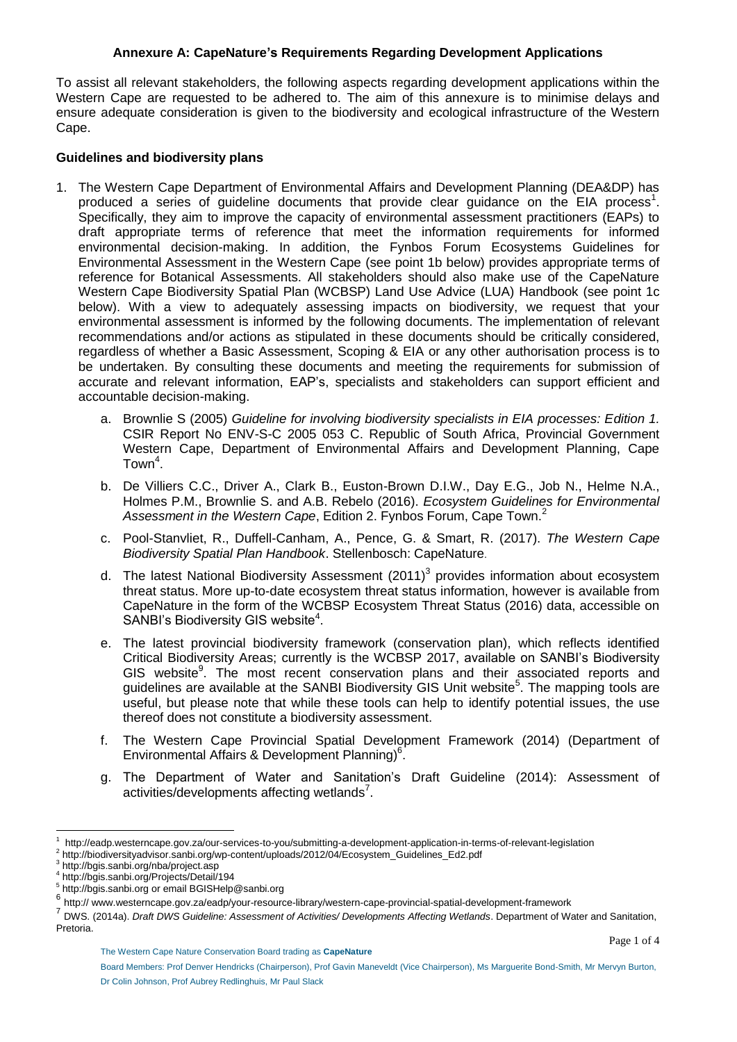## Annexure A: CapeNature's Requirements Regarding Development Applications

To assist all relevant stakeholders, the following aspects regarding development applications within the Western Cape are requested to be adhered to. The aim of this annexure is to minimise delays and ensure adequate consideration is given to the biodiversity and ecological infrastructure of the Western Cape.

### Guidelines and biodiversity plans

1. The Western Cape Department of Environmental Affairs and Development Planning (DEA&DP) has produced a series of guideline documents that provide clear guidance on the EIA process[1]. Specifically, they aim to improve the capacity of environmental assessment practitioners (EAPs) to draft appropriate terms of reference that meet the information requirements for informed environmental decision-making. In addition, the Fynbos Forum Ecosystems Guidelines for Environmental Assessment in the Western Cape (see point 1b below) provides appropriate terms of reference for Botanical Assessments. All stakeholders should also make use of the CapeNature Western Cape Biodiversity Spatial Plan (WCBSP) Land Use Advice (LUA) Handbook (see point 1c below). With a view to adequately assessing impacts on biodiversity, we request that your environmental assessment is informed by the following documents. The implementation of relevant recommendations and/or actions as stipulated in these documents should be critically considered, regardless of whether a Basic Assessment, Scoping & EIA or any other authorisation process is to be undertaken. By consulting these documents and meeting the requirements for submission of accurate and relevant information, EAP's, specialists and stakeholders can support efficient and accountable decision-making.

    a. Brownlie S (2005) *Guideline for involving biodiversity specialists in EIA processes: Edition 1.* CSIR Report No ENV-S-C 2005 053 C. Republic of South Africa, Provincial Government Western Cape, Department of Environmental Affairs and Development Planning, Cape Town[4].

    b. De Villiers C.C., Driver A., Clark B., Euston-Brown D.I.W., Day E.G., Job N., Helme N.A., Holmes P.M., Brownlie S. and A.B. Rebelo (2016). *Ecosystem Guidelines for Environmental Assessment in the Western Cape*, Edition 2. Fynbos Forum, Cape Town.[2]

    c. Pool-Stanvliet, R., Duffell-Canham, A., Pence, G. & Smart, R. (2017). *The Western Cape Biodiversity Spatial Plan Handbook*. Stellenbosch: CapeNature.

    d. The latest National Biodiversity Assessment (2011)[3] provides information about ecosystem threat status. More up-to-date ecosystem threat status information, however is available from CapeNature in the form of the WCBSP Ecosystem Threat Status (2016) data, accessible on SANBI's Biodiversity GIS website[4].

    e. The latest provincial biodiversity framework (conservation plan), which reflects identified Critical Biodiversity Areas; currently is the WCBSP 2017, available on SANBI's Biodiversity GIS website[9]. The most recent conservation plans and their associated reports and guidelines are available at the SANBI Biodiversity GIS Unit website[5]. The mapping tools are useful, but please note that while these tools can help to identify potential issues, the use thereof does not constitute a biodiversity assessment.

    f. The Western Cape Provincial Spatial Development Framework (2014) (Department of Environmental Affairs & Development Planning)[6].

    g. The Department of Water and Sanitation's Draft Guideline (2014): Assessment of activities/developments affecting wetlands[7].

---

[1] http://eadp.westerncape.gov.za/our-services-to-you/submitting-a-development-application-in-terms-of-relevant-legislation

[2] http://biodiversityadvisor.sanbi.org/wp-content/uploads/2012/04/Ecosystem_Guidelines_Ed2.pdf

[3] http://bgis.sanbi.org/nba/project.asp

[4] http://bgis.sanbi.org/Projects/Detail/194

[5] http://bgis.sanbi.org or email BGISHelp@sanbi.org

[6] http:// www.westerncape.gov.za/eadp/your-resource-library/western-cape-provincial-spatial-development-framework

[7] DWS. (2014a). *Draft DWS Guideline: Assessment of Activities/ Developments Affecting Wetlands*. Department of Water and Sanitation, Pretoria.

The Western Cape Nature Conservation Board trading as **CapeNature**

Board Members: Prof Denver Hendricks (Chairperson), Prof Gavin Maneveldt (Vice Chairperson), Ms Marguerite Bond-Smith, Mr Mervyn Burton, Dr Colin Johnson, Prof Aubrey Redlinghuis, Mr Paul Slack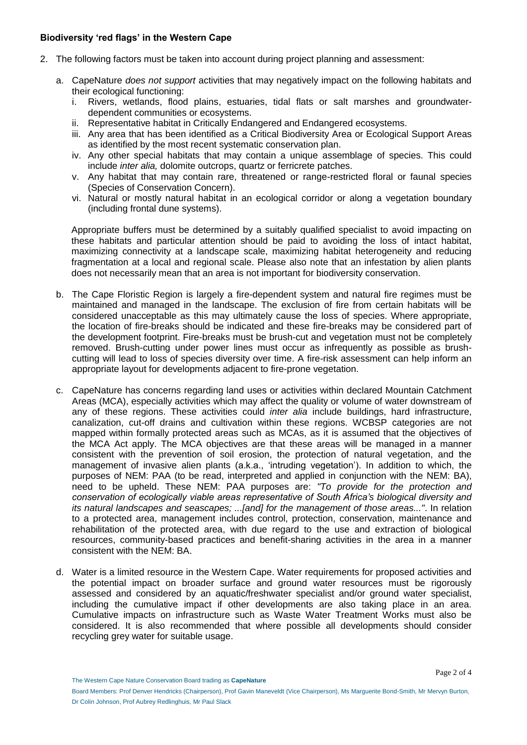**Biodiversity 'red flags' in the Western Cape**

2. The following factors must be taken into account during project planning and assessment:

   a. CapeNature *does not support* activities that may negatively impact on the following habitats and their ecological functioning:
      i. Rivers, wetlands, flood plains, estuaries, tidal flats or salt marshes and groundwater-dependent communities or ecosystems.
      ii. Representative habitat in Critically Endangered and Endangered ecosystems.
      iii. Any area that has been identified as a Critical Biodiversity Area or Ecological Support Areas as identified by the most recent systematic conservation plan.
      iv. Any other special habitats that may contain a unique assemblage of species. This could include *inter alia,* dolomite outcrops, quartz or ferricrete patches.
      v. Any habitat that may contain rare, threatened or range-restricted floral or faunal species (Species of Conservation Concern).
      vi. Natural or mostly natural habitat in an ecological corridor or along a vegetation boundary (including frontal dune systems).

   Appropriate buffers must be determined by a suitably qualified specialist to avoid impacting on these habitats and particular attention should be paid to avoiding the loss of intact habitat, maximizing connectivity at a landscape scale, maximizing habitat heterogeneity and reducing fragmentation at a local and regional scale. Please also note that an infestation by alien plants does not necessarily mean that an area is not important for biodiversity conservation.

   b. The Cape Floristic Region is largely a fire-dependent system and natural fire regimes must be maintained and managed in the landscape. The exclusion of fire from certain habitats will be considered unacceptable as this may ultimately cause the loss of species. Where appropriate, the location of fire-breaks should be indicated and these fire-breaks may be considered part of the development footprint. Fire-breaks must be brush-cut and vegetation must not be completely removed. Brush-cutting under power lines must occur as infrequently as possible as brush-cutting will lead to loss of species diversity over time. A fire-risk assessment can help inform an appropriate layout for developments adjacent to fire-prone vegetation.

   c. CapeNature has concerns regarding land uses or activities within declared Mountain Catchment Areas (MCA), especially activities which may affect the quality or volume of water downstream of any of these regions. These activities could *inter alia* include buildings, hard infrastructure, canalization, cut-off drains and cultivation within these regions. WCBSP categories are not mapped within formally protected areas such as MCAs, as it is assumed that the objectives of the MCA Act apply. The MCA objectives are that these areas will be managed in a manner consistent with the prevention of soil erosion, the protection of natural vegetation, and the management of invasive alien plants (a.k.a., 'intruding vegetation'). In addition to which, the purposes of NEM: PAA (to be read, interpreted and applied in conjunction with the NEM: BA), need to be upheld. These NEM: PAA purposes are: *"To provide for the protection and conservation of ecologically viable areas representative of South Africa's biological diversity and its natural landscapes and seascapes; ...[and] for the management of those areas..."*. In relation to a protected area, management includes control, protection, conservation, maintenance and rehabilitation of the protected area, with due regard to the use and extraction of biological resources, community-based practices and benefit-sharing activities in the area in a manner consistent with the NEM: BA.

   d. Water is a limited resource in the Western Cape. Water requirements for proposed activities and the potential impact on broader surface and ground water resources must be rigorously assessed and considered by an aquatic/freshwater specialist and/or ground water specialist, including the cumulative impact if other developments are also taking place in an area. Cumulative impacts on infrastructure such as Waste Water Treatment Works must also be considered. It is also recommended that where possible all developments should consider recycling grey water for suitable usage.

The Western Cape Nature Conservation Board trading as **CapeNature**

Board Members: Prof Denver Hendricks (Chairperson), Prof Gavin Maneveldt (Vice Chairperson), Ms Marguerite Bond-Smith, Mr Mervyn Burton, Dr Colin Johnson, Prof Aubrey Redlinghuis, Mr Paul Slack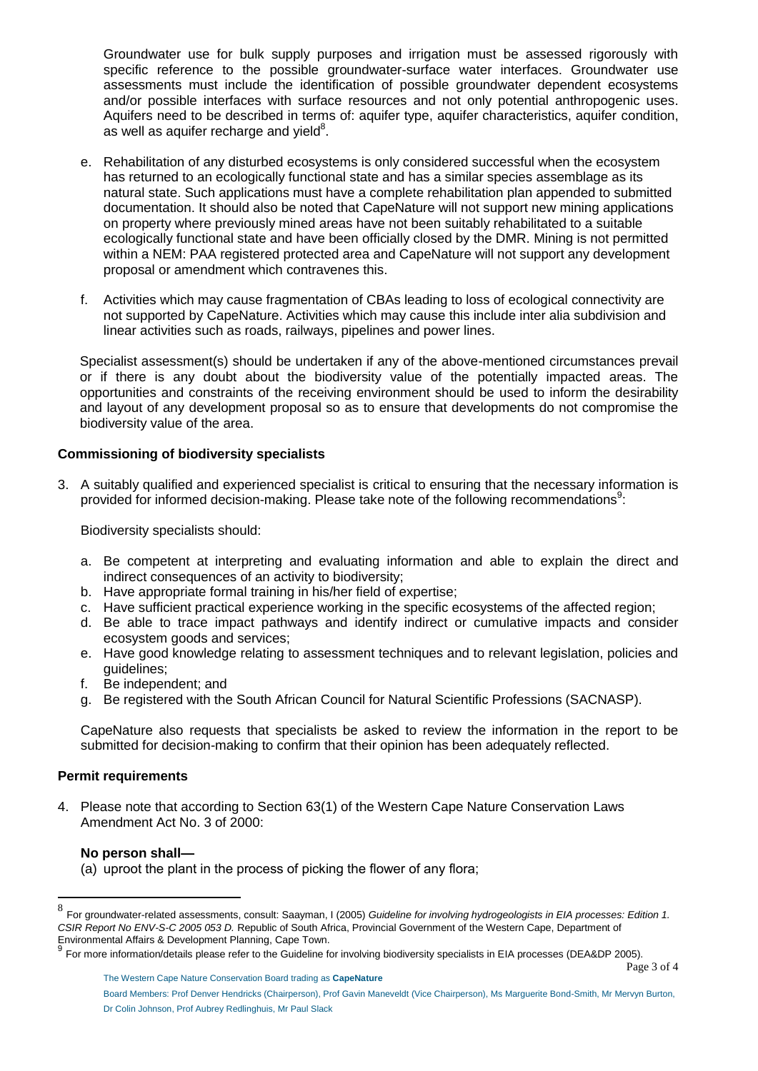Groundwater use for bulk supply purposes and irrigation must be assessed rigorously with specific reference to the possible groundwater-surface water interfaces. Groundwater use assessments must include the identification of possible groundwater dependent ecosystems and/or possible interfaces with surface resources and not only potential anthropogenic uses. Aquifers need to be described in terms of: aquifer type, aquifer characteristics, aquifer condition, as well as aquifer recharge and yield[8].

e. Rehabilitation of any disturbed ecosystems is only considered successful when the ecosystem has returned to an ecologically functional state and has a similar species assemblage as its natural state. Such applications must have a complete rehabilitation plan appended to submitted documentation. It should also be noted that CapeNature will not support new mining applications on property where previously mined areas have not been suitably rehabilitated to a suitable ecologically functional state and have been officially closed by the DMR. Mining is not permitted within a NEM: PAA registered protected area and CapeNature will not support any development proposal or amendment which contravenes this.

f. Activities which may cause fragmentation of CBAs leading to loss of ecological connectivity are not supported by CapeNature. Activities which may cause this include inter alia subdivision and linear activities such as roads, railways, pipelines and power lines.

Specialist assessment(s) should be undertaken if any of the above-mentioned circumstances prevail or if there is any doubt about the biodiversity value of the potentially impacted areas. The opportunities and constraints of the receiving environment should be used to inform the desirability and layout of any development proposal so as to ensure that developments do not compromise the biodiversity value of the area.

**Commissioning of biodiversity specialists**

3. A suitably qualified and experienced specialist is critical to ensuring that the necessary information is provided for informed decision-making. Please take note of the following recommendations[9]:

Biodiversity specialists should:

a. Be competent at interpreting and evaluating information and able to explain the direct and indirect consequences of an activity to biodiversity;
b. Have appropriate formal training in his/her field of expertise;
c. Have sufficient practical experience working in the specific ecosystems of the affected region;
d. Be able to trace impact pathways and identify indirect or cumulative impacts and consider ecosystem goods and services;
e. Have good knowledge relating to assessment techniques and to relevant legislation, policies and guidelines;
f. Be independent; and
g. Be registered with the South African Council for Natural Scientific Professions (SACNASP).

CapeNature also requests that specialists be asked to review the information in the report to be submitted for decision-making to confirm that their opinion has been adequately reflected.

**Permit requirements**

4. Please note that according to Section 63(1) of the Western Cape Nature Conservation Laws Amendment Act No. 3 of 2000:

**No person shall—**

(a) uproot the plant in the process of picking the flower of any flora;

---

[8] For groundwater-related assessments, consult: Saayman, I (2005) *Guideline for involving hydrogeologists in EIA processes: Edition 1. CSIR Report No ENV-S-C 2005 053 D.* Republic of South Africa, Provincial Government of the Western Cape, Department of Environmental Affairs & Development Planning, Cape Town.

[9] For more information/details please refer to the Guideline for involving biodiversity specialists in EIA processes (DEA&DP 2005).

The Western Cape Nature Conservation Board trading as **CapeNature**

Board Members: Prof Denver Hendricks (Chairperson), Prof Gavin Maneveldt (Vice Chairperson), Ms Marguerite Bond-Smith, Mr Mervyn Burton, Dr Colin Johnson, Prof Aubrey Redlinghuis, Mr Paul Slack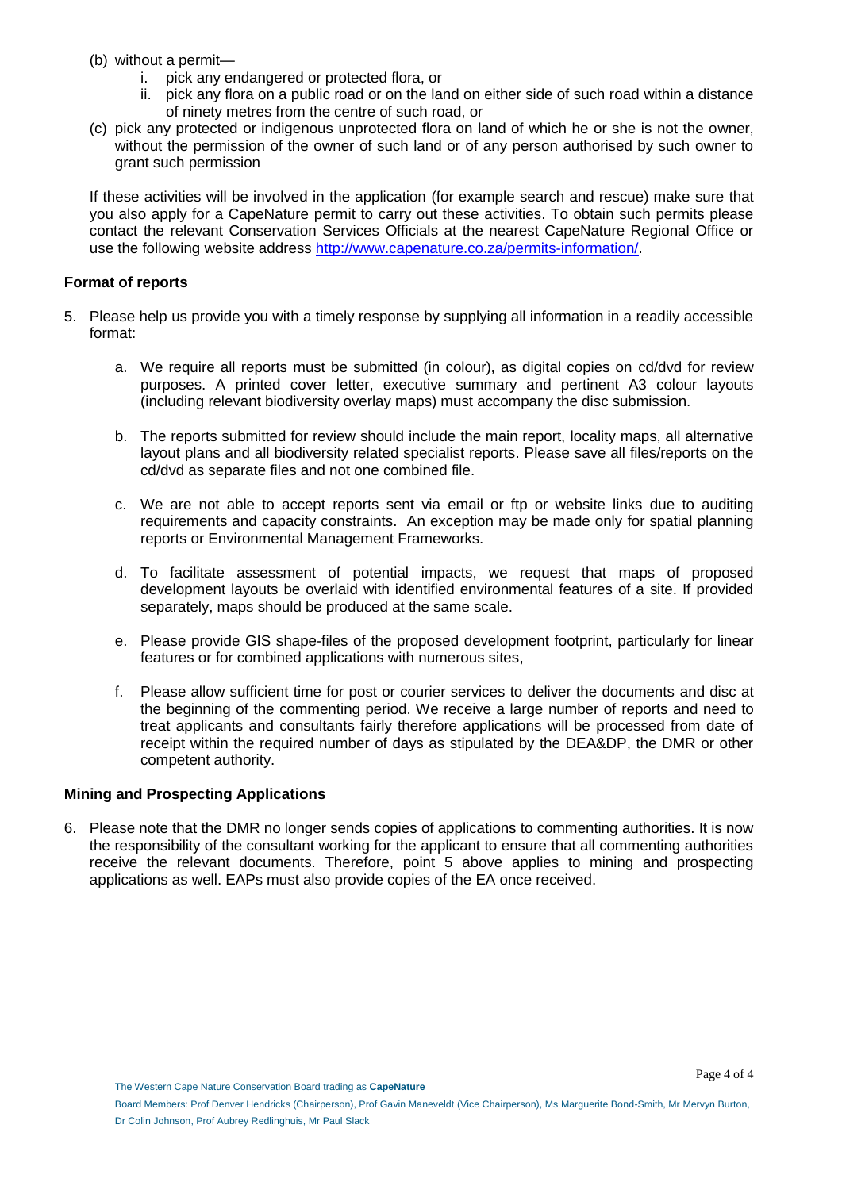(b) without a permit—
   i. pick any endangered or protected flora, or
   ii. pick any flora on a public road or on the land on either side of such road within a distance of ninety metres from the centre of such road, or

(c) pick any protected or indigenous unprotected flora on land of which he or she is not the owner, without the permission of the owner of such land or of any person authorised by such owner to grant such permission

If these activities will be involved in the application (for example search and rescue) make sure that you also apply for a CapeNature permit to carry out these activities. To obtain such permits please contact the relevant Conservation Services Officials at the nearest CapeNature Regional Office or use the following website address http://www.capenature.co.za/permits-information/.

### Format of reports

5. Please help us provide you with a timely response by supplying all information in a readily accessible format:

   a. We require all reports must be submitted (in colour), as digital copies on cd/dvd for review purposes. A printed cover letter, executive summary and pertinent A3 colour layouts (including relevant biodiversity overlay maps) must accompany the disc submission.

   b. The reports submitted for review should include the main report, locality maps, all alternative layout plans and all biodiversity related specialist reports. Please save all files/reports on the cd/dvd as separate files and not one combined file.

   c. We are not able to accept reports sent via email or ftp or website links due to auditing requirements and capacity constraints. An exception may be made only for spatial planning reports or Environmental Management Frameworks.

   d. To facilitate assessment of potential impacts, we request that maps of proposed development layouts be overlaid with identified environmental features of a site. If provided separately, maps should be produced at the same scale.

   e. Please provide GIS shape-files of the proposed development footprint, particularly for linear features or for combined applications with numerous sites,

   f. Please allow sufficient time for post or courier services to deliver the documents and disc at the beginning of the commenting period. We receive a large number of reports and need to treat applicants and consultants fairly therefore applications will be processed from date of receipt within the required number of days as stipulated by the DEA&DP, the DMR or other competent authority.

### Mining and Prospecting Applications

6. Please note that the DMR no longer sends copies of applications to commenting authorities. It is now the responsibility of the consultant working for the applicant to ensure that all commenting authorities receive the relevant documents. Therefore, point 5 above applies to mining and prospecting applications as well. EAPs must also provide copies of the EA once received.